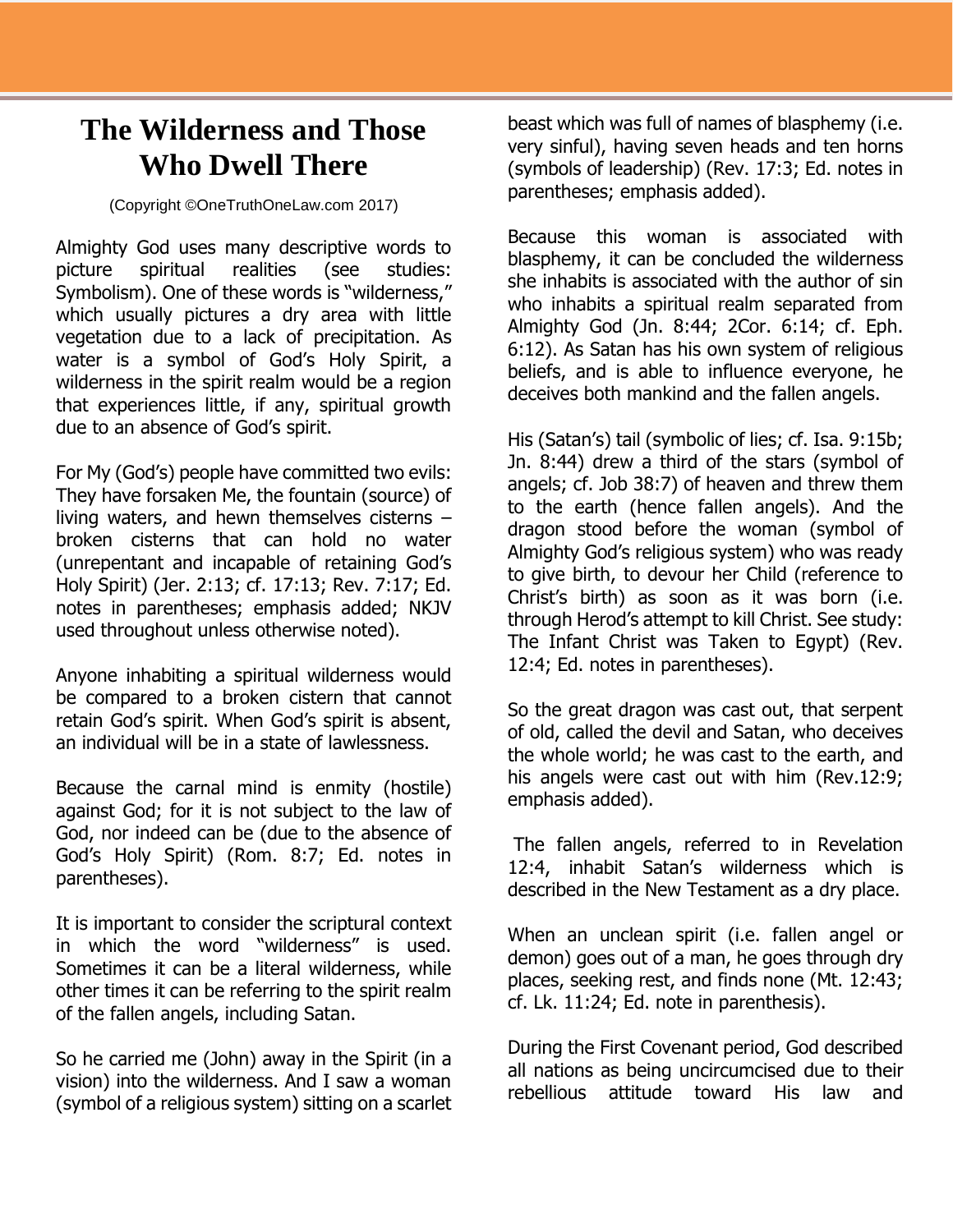# The Wilderness and Those Who Dwell There

(Copyright ©OneTruthOneLaw.com 2017)

Almighty God uses many descriptive words to picture spiritual realities (see studies: Symbolism). One of these words is "wilderness," which usually pictures a dry area with little vegetation due to a lack of precipitation. As water is a symbol of God's Holy Spirit, a wilderness in the spirit realm would be a region that experiences little, if any, spiritual growth due to an absence of God's spirit.

For My (God's) people have committed two evils: They have forsaken Me, the fountain (source) of living waters, and hewn themselves cisterns – broken cisterns that can hold no water (unrepentant and incapable of retaining God's Holy Spirit) (Jer. 2:13; cf. 17:13; Rev. 7:17; Ed. notes in parentheses; emphasis added; NKJV used throughout unless otherwise noted).

Anyone inhabiting a spiritual wilderness would be compared to a broken cistern that cannot retain God's spirit. When God's spirit is absent, an individual will be in a state of lawlessness.

Because the carnal mind is enmity (hostile) against God; for it is not subject to the law of God, nor indeed can be (due to the absence of God's Holy Spirit) (Rom. 8:7; Ed. notes in parentheses).

It is important to consider the scriptural context in which the word "wilderness" is used. Sometimes it can be a literal wilderness, while other times it can be referring to the spirit realm of the fallen angels, including Satan.

So he carried me (John) away in the Spirit (in a vision) into the wilderness. And I saw a woman (symbol of a religious system) sitting on a scarlet beast which was full of names of blasphemy (i.e. very sinful), having seven heads and ten horns (symbols of leadership) (Rev. 17:3; Ed. notes in parentheses; emphasis added).

Because this woman is associated with blasphemy, it can be concluded the wilderness she inhabits is associated with the author of sin who inhabits a spiritual realm separated from Almighty God (Jn. 8:44; 2Cor. 6:14; cf. Eph. 6:12). As Satan has his own system of religious beliefs, and is able to influence everyone, he deceives both mankind and the fallen angels.

His (Satan's) tail (symbolic of lies; cf. Isa. 9:15b; Jn. 8:44) drew a third of the stars (symbol of angels; cf. Job 38:7) of heaven and threw them to the earth (hence fallen angels). And the dragon stood before the woman (symbol of Almighty God's religious system) who was ready to give birth, to devour her Child (reference to Christ's birth) as soon as it was born (i.e. through Herod's attempt to kill Christ. See study: The Infant Christ was Taken to Egypt) (Rev. 12:4; Ed. notes in parentheses).

So the great dragon was cast out, that serpent of old, called the devil and Satan, who deceives the whole world; he was cast to the earth, and his angels were cast out with him (Rev.12:9; emphasis added).

The fallen angels, referred to in Revelation 12:4, inhabit Satan's wilderness which is described in the New Testament as a dry place.

When an unclean spirit (i.e. fallen angel or demon) goes out of a man, he goes through dry places, seeking rest, and finds none (Mt. 12:43; cf. Lk. 11:24; Ed. note in parenthesis).

During the First Covenant period, God described all nations as being uncircumcised due to their rebellious attitude toward His law and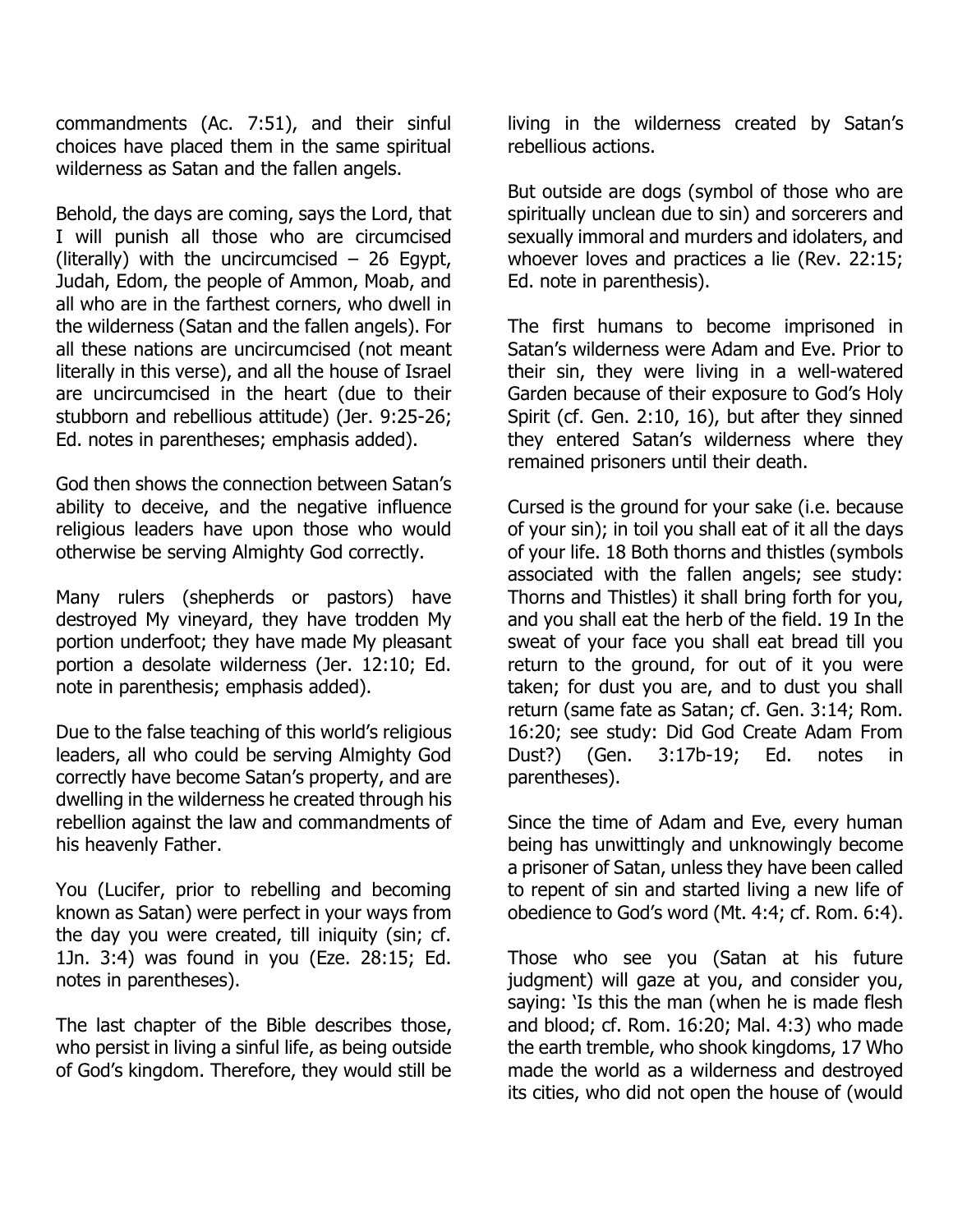commandments (Ac. 7:51), and their sinful choices have placed them in the same spiritual wilderness as Satan and the fallen angels.

Behold, the days are coming, says the Lord, that I will punish all those who are circumcised (literally) with the uncircumcised – 26 Egypt, Judah, Edom, the people of Ammon, Moab, and all who are in the farthest corners, who dwell in the wilderness (Satan and the fallen angels). For all these nations are uncircumcised (not meant literally in this verse), and all the house of Israel are uncircumcised in the heart (due to their stubborn and rebellious attitude) (Jer. 9:25-26; Ed. notes in parentheses; emphasis added).

God then shows the connection between Satan's ability to deceive, and the negative influence religious leaders have upon those who would otherwise be serving Almighty God correctly.

Many rulers (shepherds or pastors) have destroyed My vineyard, they have trodden My portion underfoot; they have made My pleasant portion a desolate wilderness (Jer. 12:10; Ed. note in parenthesis; emphasis added).

Due to the false teaching of this world's religious leaders, all who could be serving Almighty God correctly have become Satan's property, and are dwelling in the wilderness he created through his rebellion against the law and commandments of his heavenly Father.

You (Lucifer, prior to rebelling and becoming known as Satan) were perfect in your ways from the day you were created, till iniquity (sin; cf. 1Jn. 3:4) was found in you (Eze. 28:15; Ed. notes in parentheses).

The last chapter of the Bible describes those, who persist in living a sinful life, as being outside of God's kingdom. Therefore, they would still be living in the wilderness created by Satan's rebellious actions.

But outside are dogs (symbol of those who are spiritually unclean due to sin) and sorcerers and sexually immoral and murders and idolaters, and whoever loves and practices a lie (Rev. 22:15; Ed. note in parenthesis).

The first humans to become imprisoned in Satan's wilderness were Adam and Eve. Prior to their sin, they were living in a well-watered Garden because of their exposure to God's Holy Spirit (cf. Gen. 2:10, 16), but after they sinned they entered Satan's wilderness where they remained prisoners until their death.

Cursed is the ground for your sake (i.e. because of your sin); in toil you shall eat of it all the days of your life. 18 Both thorns and thistles (symbols associated with the fallen angels; see study: Thorns and Thistles) it shall bring forth for you, and you shall eat the herb of the field. 19 In the sweat of your face you shall eat bread till you return to the ground, for out of it you were taken; for dust you are, and to dust you shall return (same fate as Satan; cf. Gen. 3:14; Rom. 16:20; see study: Did God Create Adam From Dust?) (Gen. 3:17b-19; Ed. notes in parentheses).

Since the time of Adam and Eve, every human being has unwittingly and unknowingly become a prisoner of Satan, unless they have been called to repent of sin and started living a new life of obedience to God's word (Mt. 4:4; cf. Rom. 6:4).

Those who see you (Satan at his future judgment) will gaze at you, and consider you, saying: 'Is this the man (when he is made flesh and blood; cf. Rom. 16:20; Mal. 4:3) who made the earth tremble, who shook kingdoms, 17 Who made the world as a wilderness and destroyed its cities, who did not open the house of (would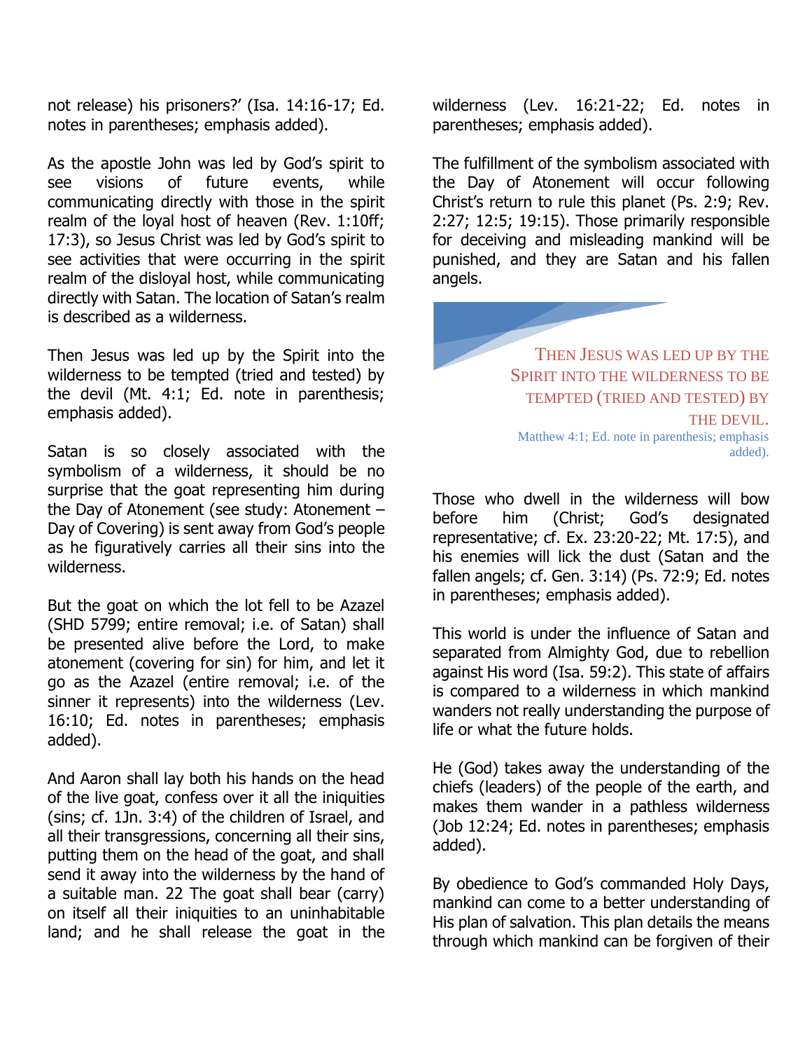not release) his prisoners?' (Isa. 14:16-17; Ed. notes in parentheses; emphasis added).

As the apostle John was led by God's spirit to see visions of future events, while communicating directly with those in the spirit realm of the loyal host of heaven (Rev. 1:10ff; 17:3), so Jesus Christ was led by God's spirit to see activities that were occurring in the spirit realm of the disloyal host, while communicating directly with Satan. The location of Satan's realm is described as a wilderness.

Then Jesus was led up by the Spirit into the wilderness to be tempted (tried and tested) by the devil (Mt. 4:1; Ed. note in parenthesis; emphasis added).

Satan is so closely associated with the symbolism of a wilderness, it should be no surprise that the goat representing him during the Day of Atonement (see study: Atonement – Day of Covering) is sent away from God's people as he figuratively carries all their sins into the wilderness.

But the goat on which the lot fell to be Azazel (SHD 5799; entire removal; i.e. of Satan) shall be presented alive before the Lord, to make atonement (covering for sin) for him, and let it go as the Azazel (entire removal; i.e. of the sinner it represents) into the wilderness (Lev. 16:10; Ed. notes in parentheses; emphasis added).

And Aaron shall lay both his hands on the head of the live goat, confess over it all the iniquities (sins; cf. 1Jn. 3:4) of the children of Israel, and all their transgressions, concerning all their sins, putting them on the head of the goat, and shall send it away into the wilderness by the hand of a suitable man. 22 The goat shall bear (carry) on itself all their iniquities to an uninhabitable land; and he shall release the goat in the wilderness (Lev. 16:21-22; Ed. notes in parentheses; emphasis added).

The fulfillment of the symbolism associated with the Day of Atonement will occur following Christ's return to rule this planet (Ps. 2:9; Rev. 2:27; 12:5; 19:15). Those primarily responsible for deceiving and misleading mankind will be punished, and they are Satan and his fallen angels.

> THEN JESUS WAS LED UP BY THE SPIRIT INTO THE WILDERNESS TO BE TEMPTED (TRIED AND TESTED) BY THE DEVIL.
> Matthew 4:1; Ed. note in parenthesis; emphasis added).

Those who dwell in the wilderness will bow before him (Christ; God's designated representative; cf. Ex. 23:20-22; Mt. 17:5), and his enemies will lick the dust (Satan and the fallen angels; cf. Gen. 3:14) (Ps. 72:9; Ed. notes in parentheses; emphasis added).

This world is under the influence of Satan and separated from Almighty God, due to rebellion against His word (Isa. 59:2). This state of affairs is compared to a wilderness in which mankind wanders not really understanding the purpose of life or what the future holds.

He (God) takes away the understanding of the chiefs (leaders) of the people of the earth, and makes them wander in a pathless wilderness (Job 12:24; Ed. notes in parentheses; emphasis added).

By obedience to God's commanded Holy Days, mankind can come to a better understanding of His plan of salvation. This plan details the means through which mankind can be forgiven of their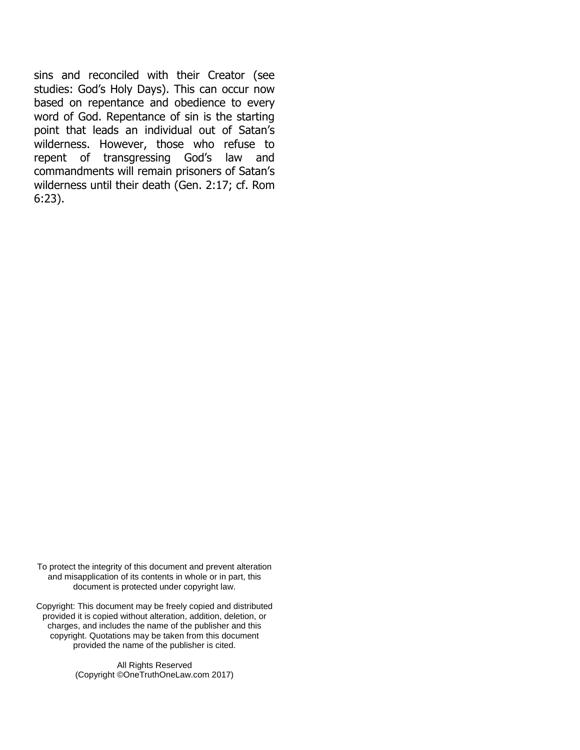sins and reconciled with their Creator (see studies: God's Holy Days). This can occur now based on repentance and obedience to every word of God. Repentance of sin is the starting point that leads an individual out of Satan's wilderness. However, those who refuse to repent of transgressing God's law and commandments will remain prisoners of Satan's wilderness until their death (Gen. 2:17; cf. Rom 6:23).

To protect the integrity of this document and prevent alteration and misapplication of its contents in whole or in part, this document is protected under copyright law.

Copyright: This document may be freely copied and distributed provided it is copied without alteration, addition, deletion, or charges, and includes the name of the publisher and this copyright. Quotations may be taken from this document provided the name of the publisher is cited.

All Rights Reserved
(Copyright ©OneTruthOneLaw.com 2017)